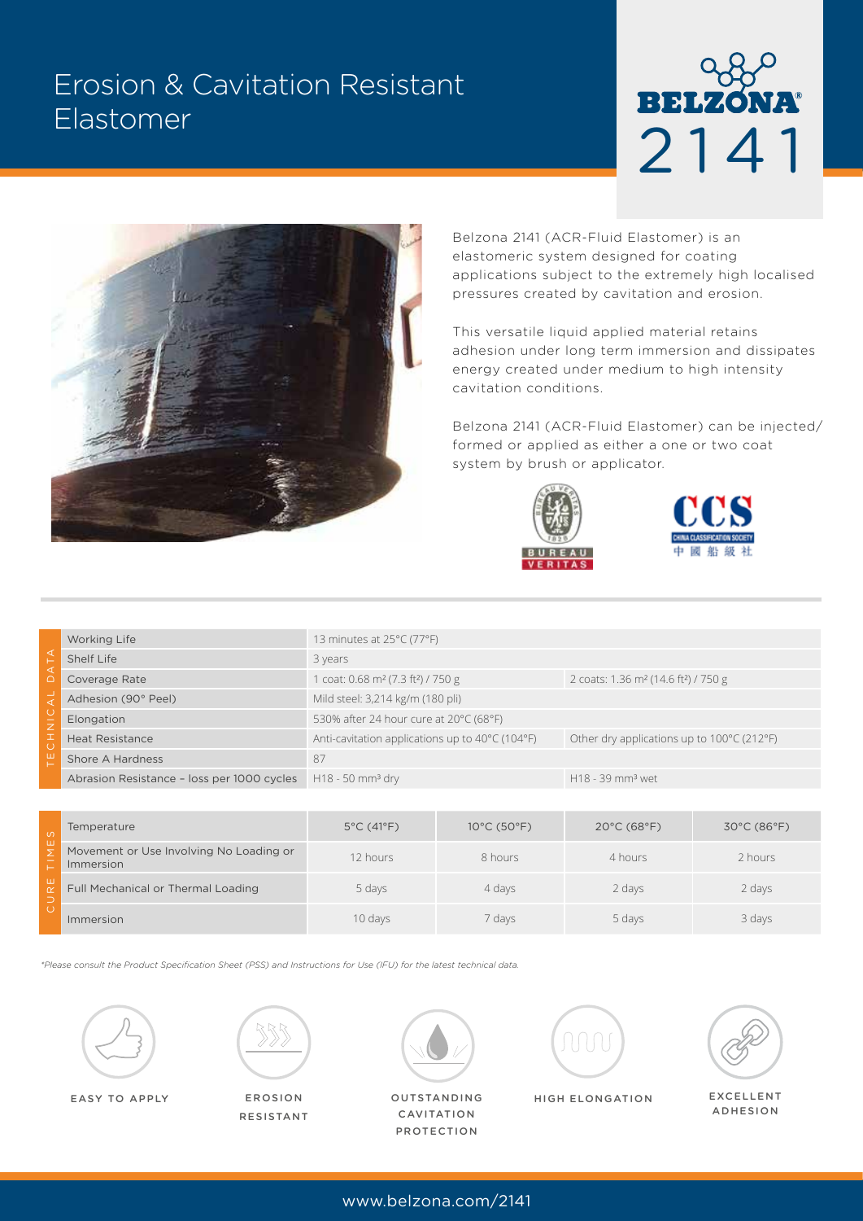# Erosion & Cavitation Resistant Elastomer

BELZONA® 2141

Belzona 2141 (ACR-Fluid Elastomer) is an elastomeric system designed for coating applications subject to the extremely high localised pressures created by cavitation and erosion.

This versatile liquid applied material retains adhesion under long term immersion and dissipates energy created under medium to high intensity cavitation conditions.

Belzona 2141 (ACR-Fluid Elastomer) can be injected/formed or applied as either a one or two coat system by brush or applicator.

## TECHNICAL DATA

| Property | Value | |
|---|---|---|
| Working Life | 13 minutes at 25°C (77°F) | |
| Shelf Life | 3 years | |
| Coverage Rate | 1 coat: 0.68 m² (7.3 ft²) / 750 g | 2 coats: 1.36 m² (14.6 ft²) / 750 g |
| Adhesion (90° Peel) | Mild steel: 3,214 kg/m (180 pli) | |
| Elongation | 530% after 24 hour cure at 20°C (68°F) | |
| Heat Resistance | Anti-cavitation applications up to 40°C (104°F) | Other dry applications up to 100°C (212°F) |
| Shore A Hardness | 87 | |
| Abrasion Resistance – loss per 1000 cycles | H18 - 50 mm³ dry | H18 - 39 mm³ wet |

## CURE TIMES

| Temperature | 5°C (41°F) | 10°C (50°F) | 20°C (68°F) | 30°C (86°F) |
|---|---|---|---|---|
| Movement or Use Involving No Loading or Immersion | 12 hours | 8 hours | 4 hours | 2 hours |
| Full Mechanical or Thermal Loading | 5 days | 4 days | 2 days | 2 days |
| Immersion | 10 days | 7 days | 5 days | 3 days |

*Please consult the Product Specification Sheet (PSS) and Instructions for Use (IFU) for the latest technical data.*

EASY TO APPLY

EROSION RESISTANT

OUTSTANDING CAVITATION PROTECTION

HIGH ELONGATION

EXCELLENT ADHESION

www.belzona.com/2141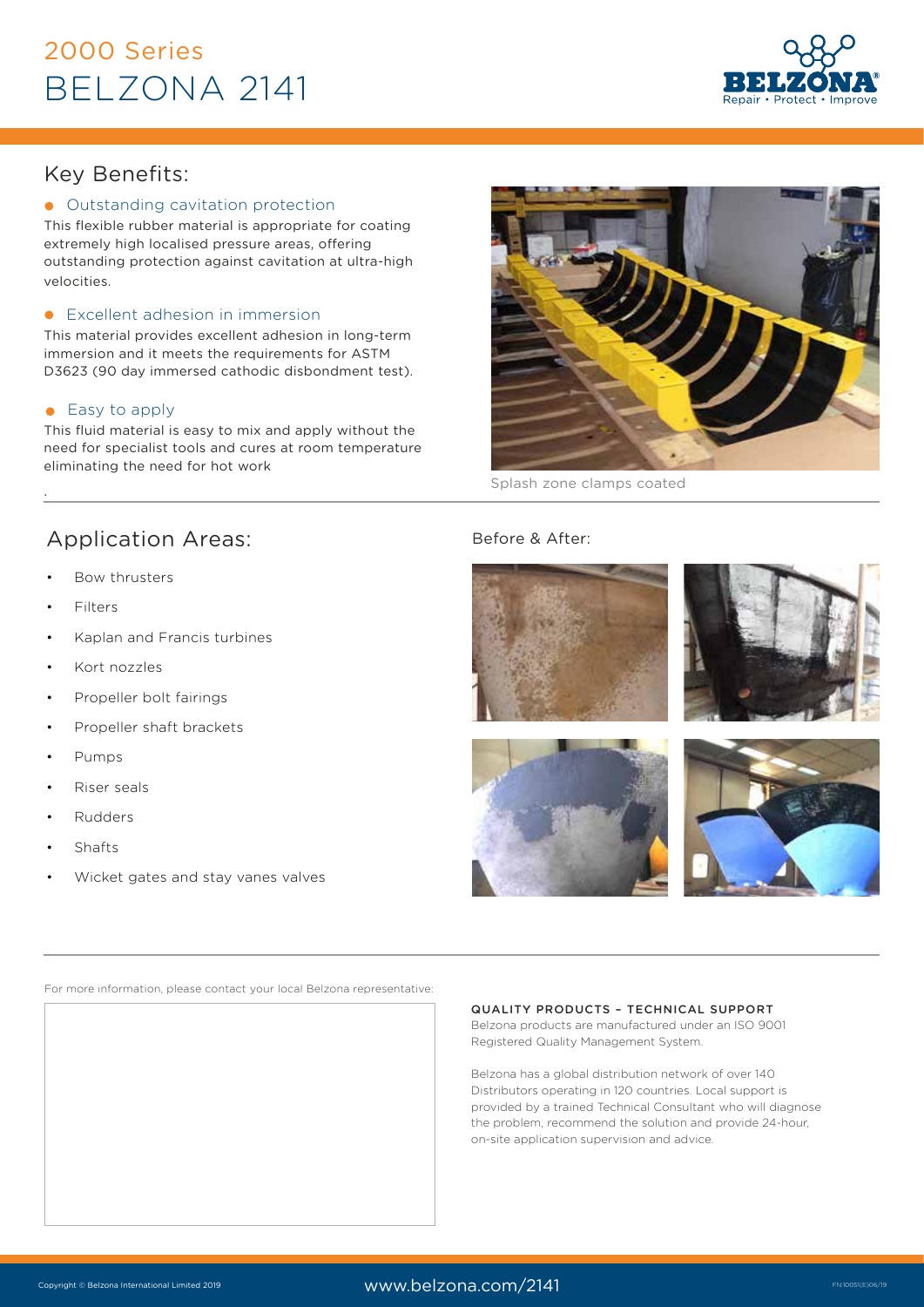# 2000 Series
# BELZONA 2141

## Key Benefits:

- **Outstanding cavitation protection**

This flexible rubber material is appropriate for coating extremely high localised pressure areas, offering outstanding protection against cavitation at ultra-high velocities.

- **Excellent adhesion in immersion**

This material provides excellent adhesion in long-term immersion and it meets the requirements for ASTM D3623 (90 day immersed cathodic disbondment test).

- **Easy to apply**

This fluid material is easy to mix and apply without the need for specialist tools and cures at room temperature eliminating the need for hot work

Splash zone clamps coated

## Application Areas:

- Bow thrusters
- Filters
- Kaplan and Francis turbines
- Kort nozzles
- Propeller bolt fairings
- Propeller shaft brackets
- Pumps
- Riser seals
- Rudders
- Shafts
- Wicket gates and stay vanes valves

Before & After:

For more information, please contact your local Belzona representative:

**QUALITY PRODUCTS – TECHNICAL SUPPORT**

Belzona products are manufactured under an ISO 9001 Registered Quality Management System.

Belzona has a global distribution network of over 140 Distributors operating in 120 countries. Local support is provided by a trained Technical Consultant who will diagnose the problem, recommend the solution and provide 24-hour, on-site application supervision and advice.

Copyright © Belzona International Limited 2019

www.belzona.com/2141

FN10051(E)06/19